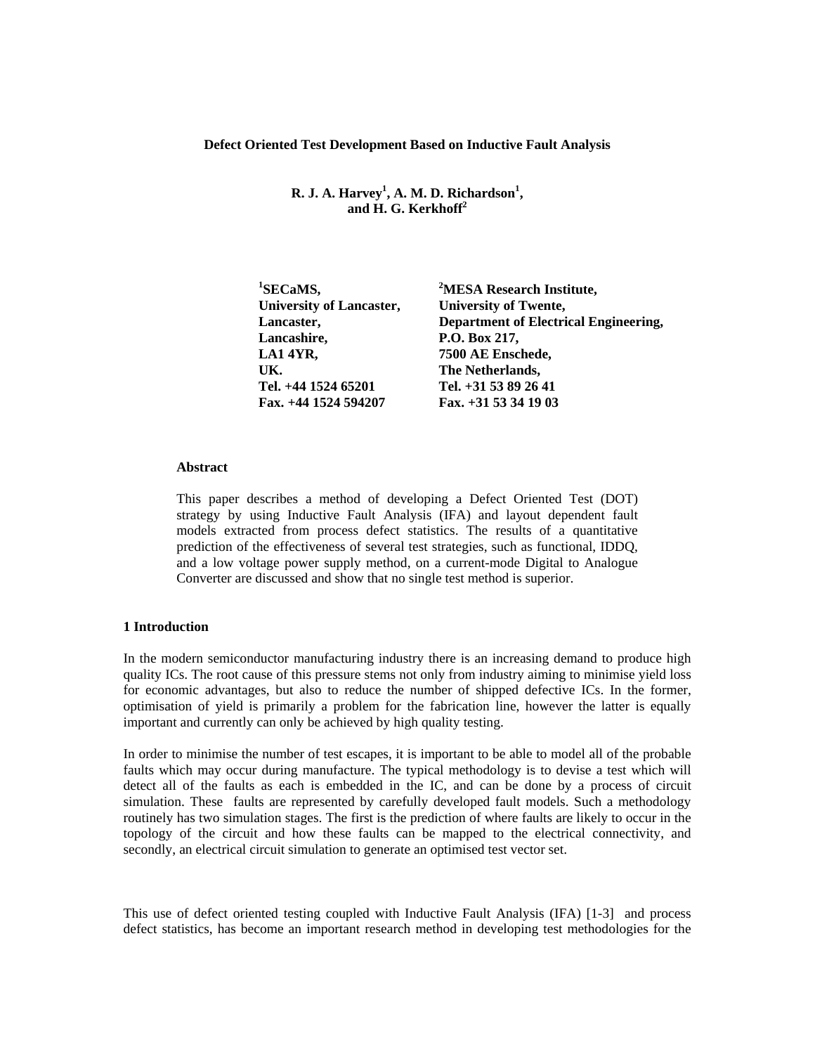# Defect Oriented Test Development Based on Inductive Fault Analysis

**R. J. A. Harvey[1], A. M. D. Richardson[1], and H. G. Kerkhoff[2]**

**[1]SECaMS,**
**University of Lancaster,**
**Lancaster,**
**Lancashire,**
**LA1 4YR,**
**UK.**
**Tel. +44 1524 65201**
**Fax. +44 1524 594207**

**[2]MESA Research Institute,**
**University of Twente,**
**Department of Electrical Engineering,**
**P.O. Box 217,**
**7500 AE Enschede,**
**The Netherlands,**
**Tel. +31 53 89 26 41**
**Fax. +31 53 34 19 03**

## Abstract

This paper describes a method of developing a Defect Oriented Test (DOT) strategy by using Inductive Fault Analysis (IFA) and layout dependent fault models extracted from process defect statistics. The results of a quantitative prediction of the effectiveness of several test strategies, such as functional, IDDQ, and a low voltage power supply method, on a current-mode Digital to Analogue Converter are discussed and show that no single test method is superior.

## 1 Introduction

In the modern semiconductor manufacturing industry there is an increasing demand to produce high quality ICs. The root cause of this pressure stems not only from industry aiming to minimise yield loss for economic advantages, but also to reduce the number of shipped defective ICs. In the former, optimisation of yield is primarily a problem for the fabrication line, however the latter is equally important and currently can only be achieved by high quality testing.

In order to minimise the number of test escapes, it is important to be able to model all of the probable faults which may occur during manufacture. The typical methodology is to devise a test which will detect all of the faults as each is embedded in the IC, and can be done by a process of circuit simulation. These faults are represented by carefully developed fault models. Such a methodology routinely has two simulation stages. The first is the prediction of where faults are likely to occur in the topology of the circuit and how these faults can be mapped to the electrical connectivity, and secondly, an electrical circuit simulation to generate an optimised test vector set.

This use of defect oriented testing coupled with Inductive Fault Analysis (IFA) [1-3] and process defect statistics, has become an important research method in developing test methodologies for the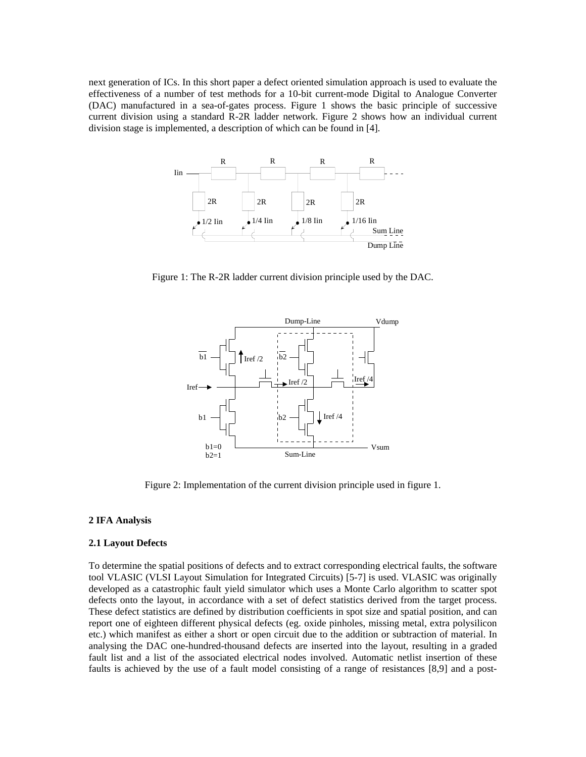next generation of ICs. In this short paper a defect oriented simulation approach is used to evaluate the effectiveness of a number of test methods for a 10-bit current-mode Digital to Analogue Converter (DAC) manufactured in a sea-of-gates process. Figure 1 shows the basic principle of successive current division using a standard R-2R ladder network. Figure 2 shows how an individual current division stage is implemented, a description of which can be found in [4].

Figure 1: The R-2R ladder current division principle used by the DAC.

Figure 2: Implementation of the current division principle used in figure 1.

## 2 IFA Analysis

### 2.1 Layout Defects

To determine the spatial positions of defects and to extract corresponding electrical faults, the software tool VLASIC (VLSI Layout Simulation for Integrated Circuits) [5-7] is used. VLASIC was originally developed as a catastrophic fault yield simulator which uses a Monte Carlo algorithm to scatter spot defects onto the layout, in accordance with a set of defect statistics derived from the target process. These defect statistics are defined by distribution coefficients in spot size and spatial position, and can report one of eighteen different physical defects (eg. oxide pinholes, missing metal, extra polysilicon etc.) which manifest as either a short or open circuit due to the addition or subtraction of material. In analysing the DAC one-hundred-thousand defects are inserted into the layout, resulting in a graded fault list and a list of the associated electrical nodes involved. Automatic netlist insertion of these faults is achieved by the use of a fault model consisting of a range of resistances [8,9] and a post-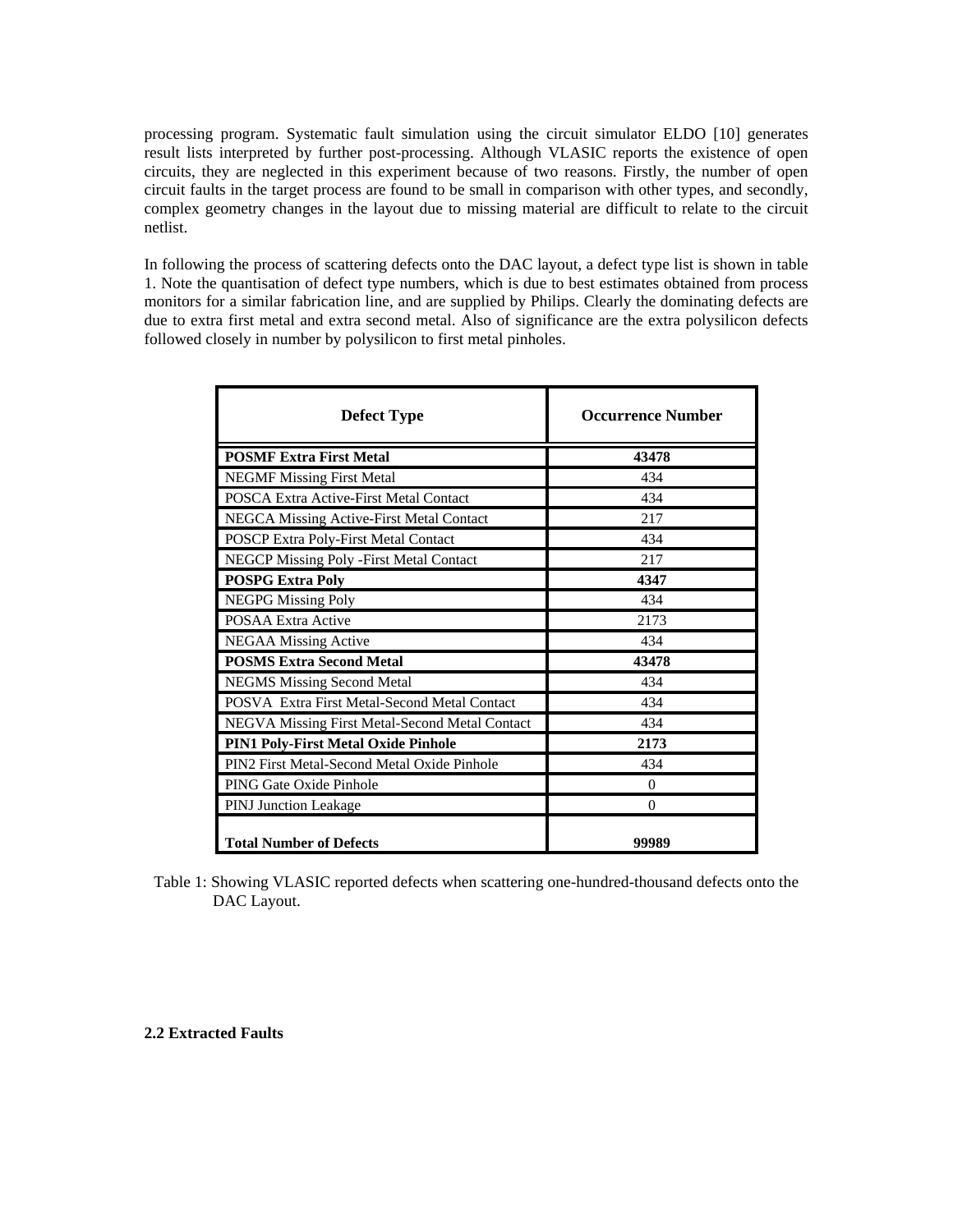processing program. Systematic fault simulation using the circuit simulator ELDO [10] generates result lists interpreted by further post-processing. Although VLASIC reports the existence of open circuits, they are neglected in this experiment because of two reasons. Firstly, the number of open circuit faults in the target process are found to be small in comparison with other types, and secondly, complex geometry changes in the layout due to missing material are difficult to relate to the circuit netlist.

In following the process of scattering defects onto the DAC layout, a defect type list is shown in table 1. Note the quantisation of defect type numbers, which is due to best estimates obtained from process monitors for a similar fabrication line, and are supplied by Philips. Clearly the dominating defects are due to extra first metal and extra second metal. Also of significance are the extra polysilicon defects followed closely in number by polysilicon to first metal pinholes.

| Defect Type | Occurrence Number |
|---|---|
| **POSMF Extra First Metal** | **43478** |
| NEGMF Missing First Metal | 434 |
| POSCA Extra Active-First Metal Contact | 434 |
| NEGCA Missing Active-First Metal Contact | 217 |
| POSCP Extra Poly-First Metal Contact | 434 |
| NEGCP Missing Poly -First Metal Contact | 217 |
| **POSPG Extra Poly** | **4347** |
| NEGPG Missing Poly | 434 |
| POSAA Extra Active | 2173 |
| NEGAA Missing Active | 434 |
| **POSMS Extra Second Metal** | **43478** |
| NEGMS Missing Second Metal | 434 |
| POSVA Extra First Metal-Second Metal Contact | 434 |
| NEGVA Missing First Metal-Second Metal Contact | 434 |
| **PIN1 Poly-First Metal Oxide Pinhole** | **2173** |
| PIN2 First Metal-Second Metal Oxide Pinhole | 434 |
| PING Gate Oxide Pinhole | 0 |
| PINJ Junction Leakage | 0 |
| **Total Number of Defects** | **99989** |

Table 1: Showing VLASIC reported defects when scattering one-hundred-thousand defects onto the DAC Layout.

**2.2 Extracted Faults**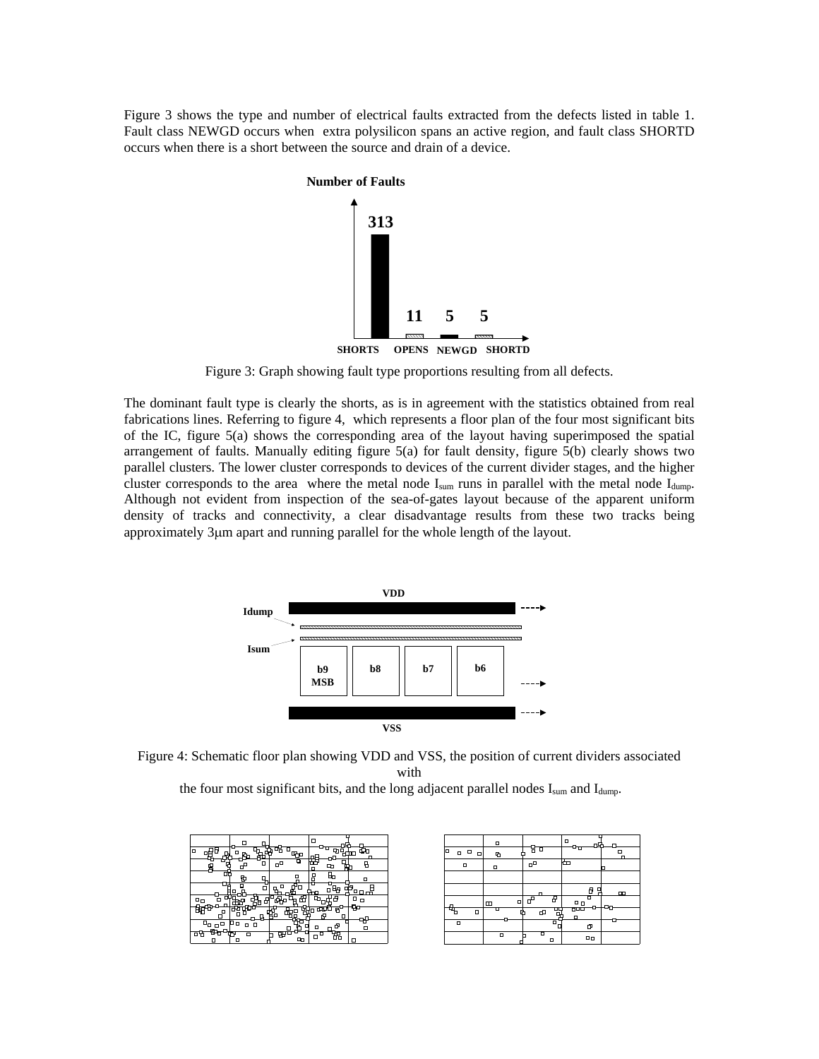Figure 3 shows the type and number of electrical faults extracted from the defects listed in table 1. Fault class NEWGD occurs when extra polysilicon spans an active region, and fault class SHORTD occurs when there is a short between the source and drain of a device.

Figure 3: Graph showing fault type proportions resulting from all defects.

The dominant fault type is clearly the shorts, as is in agreement with the statistics obtained from real fabrications lines. Referring to figure 4, which represents a floor plan of the four most significant bits of the IC, figure 5(a) shows the corresponding area of the layout having superimposed the spatial arrangement of faults. Manually editing figure 5(a) for fault density, figure 5(b) clearly shows two parallel clusters. The lower cluster corresponds to devices of the current divider stages, and the higher cluster corresponds to the area where the metal node $I_{sum}$ runs in parallel with the metal node $I_{dump}$. Although not evident from inspection of the sea-of-gates layout because of the apparent uniform density of tracks and connectivity, a clear disadvantage results from these two tracks being approximately 3μm apart and running parallel for the whole length of the layout.

Figure 4: Schematic floor plan showing VDD and VSS, the position of current dividers associated with the four most significant bits, and the long adjacent parallel nodes $I_{sum}$ and $I_{dump}$.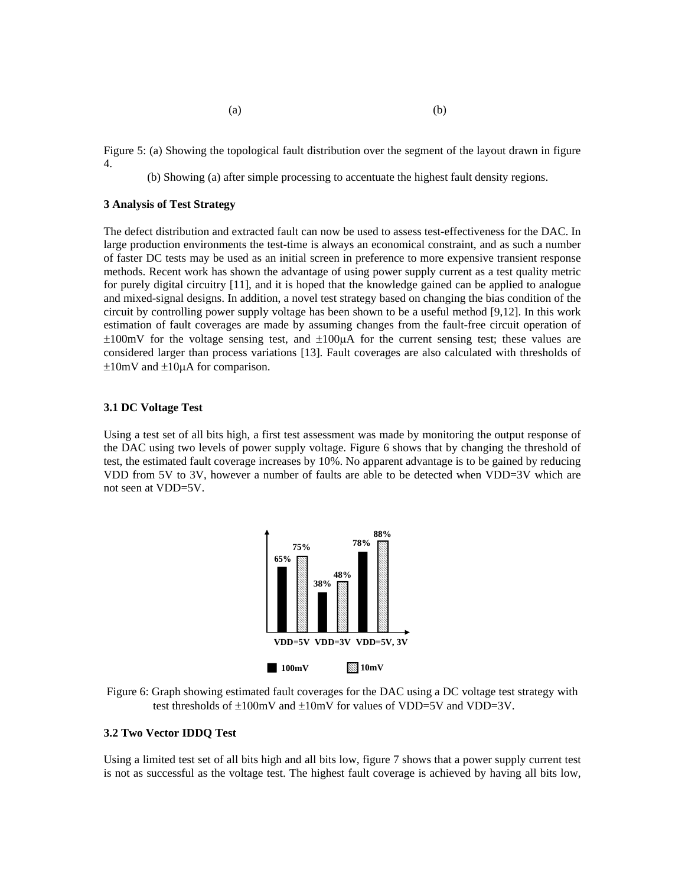(a) (b)

Figure 5: (a) Showing the topological fault distribution over the segment of the layout drawn in figure 4.

(b) Showing (a) after simple processing to accentuate the highest fault density regions.

### 3 Analysis of Test Strategy

The defect distribution and extracted fault can now be used to assess test-effectiveness for the DAC. In large production environments the test-time is always an economical constraint, and as such a number of faster DC tests may be used as an initial screen in preference to more expensive transient response methods. Recent work has shown the advantage of using power supply current as a test quality metric for purely digital circuitry [11], and it is hoped that the knowledge gained can be applied to analogue and mixed-signal designs. In addition, a novel test strategy based on changing the bias condition of the circuit by controlling power supply voltage has been shown to be a useful method [9,12]. In this work estimation of fault coverages are made by assuming changes from the fault-free circuit operation of ±100mV for the voltage sensing test, and ±100μA for the current sensing test; these values are considered larger than process variations [13]. Fault coverages are also calculated with thresholds of ±10mV and ±10μA for comparison.

### 3.1 DC Voltage Test

Using a test set of all bits high, a first test assessment was made by monitoring the output response of the DAC using two levels of power supply voltage. Figure 6 shows that by changing the threshold of test, the estimated fault coverage increases by 10%. No apparent advantage is to be gained by reducing VDD from 5V to 3V, however a number of faults are able to be detected when VDD=3V which are not seen at VDD=5V.

| | VDD=5V | VDD=3V | VDD=5V, 3V |
|---|---|---|---|
| 100mV | 65% | 38% | 78% |
| 10mV | 75% | 48% | 88% |

Figure 6: Graph showing estimated fault coverages for the DAC using a DC voltage test strategy with test thresholds of ±100mV and ±10mV for values of VDD=5V and VDD=3V.

### 3.2 Two Vector IDDQ Test

Using a limited test set of all bits high and all bits low, figure 7 shows that a power supply current test is not as successful as the voltage test. The highest fault coverage is achieved by having all bits low,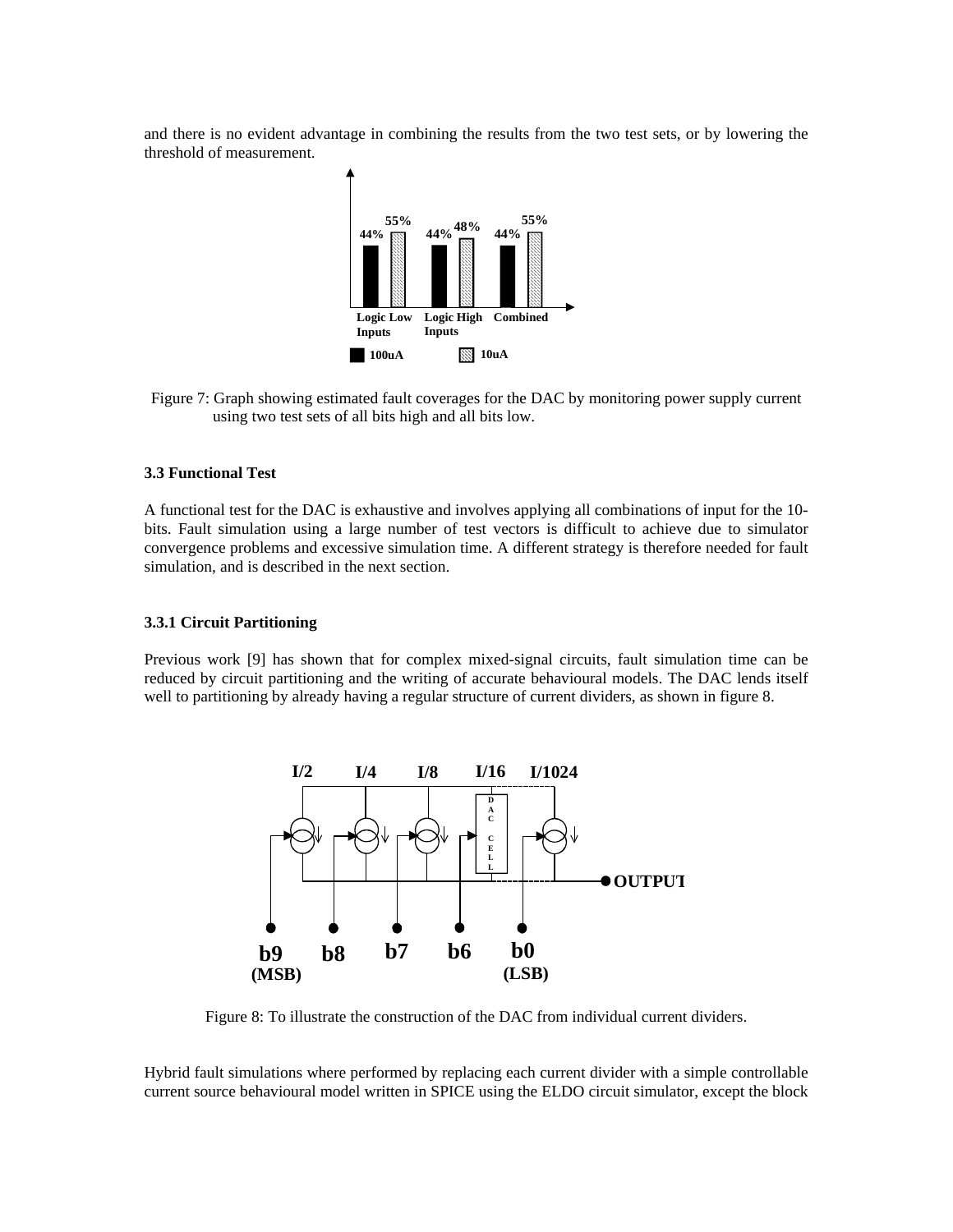and there is no evident advantage in combining the results from the two test sets, or by lowering the threshold of measurement.

Figure 7: Graph showing estimated fault coverages for the DAC by monitoring power supply current using two test sets of all bits high and all bits low.

### 3.3 Functional Test

A functional test for the DAC is exhaustive and involves applying all combinations of input for the 10-bits. Fault simulation using a large number of test vectors is difficult to achieve due to simulator convergence problems and excessive simulation time. A different strategy is therefore needed for fault simulation, and is described in the next section.

### 3.3.1 Circuit Partitioning

Previous work [9] has shown that for complex mixed-signal circuits, fault simulation time can be reduced by circuit partitioning and the writing of accurate behavioural models. The DAC lends itself well to partitioning by already having a regular structure of current dividers, as shown in figure 8.

Figure 8: To illustrate the construction of the DAC from individual current dividers.

Hybrid fault simulations where performed by replacing each current divider with a simple controllable current source behavioural model written in SPICE using the ELDO circuit simulator, except the block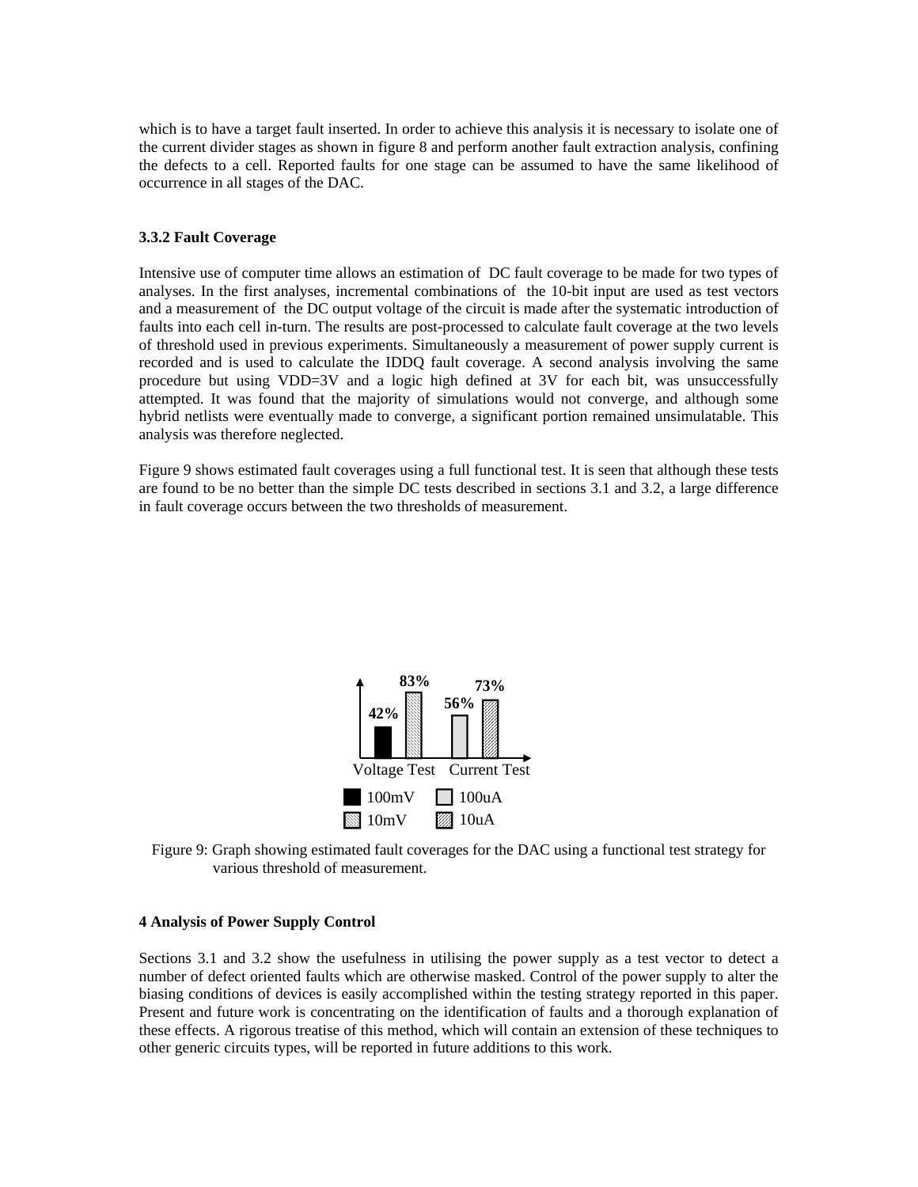which is to have a target fault inserted. In order to achieve this analysis it is necessary to isolate one of the current divider stages as shown in figure 8 and perform another fault extraction analysis, confining the defects to a cell. Reported faults for one stage can be assumed to have the same likelihood of occurrence in all stages of the DAC.

### 3.3.2 Fault Coverage

Intensive use of computer time allows an estimation of DC fault coverage to be made for two types of analyses. In the first analyses, incremental combinations of the 10-bit input are used as test vectors and a measurement of the DC output voltage of the circuit is made after the systematic introduction of faults into each cell in-turn. The results are post-processed to calculate fault coverage at the two levels of threshold used in previous experiments. Simultaneously a measurement of power supply current is recorded and is used to calculate the IDDQ fault coverage. A second analysis involving the same procedure but using VDD=3V and a logic high defined at 3V for each bit, was unsuccessfully attempted. It was found that the majority of simulations would not converge, and although some hybrid netlists were eventually made to converge, a significant portion remained unsimulatable. This analysis was therefore neglected.

Figure 9 shows estimated fault coverages using a full functional test. It is seen that although these tests are found to be no better than the simple DC tests described in sections 3.1 and 3.2, a large difference in fault coverage occurs between the two thresholds of measurement.

| | 100mV | 10mV | 100uA | 10uA |
|---|---|---|---|---|
| Voltage Test | 42% | 83% | | |
| Current Test | | | 56% | 73% |

Figure 9: Graph showing estimated fault coverages for the DAC using a functional test strategy for various threshold of measurement.

## 4 Analysis of Power Supply Control

Sections 3.1 and 3.2 show the usefulness in utilising the power supply as a test vector to detect a number of defect oriented faults which are otherwise masked. Control of the power supply to alter the biasing conditions of devices is easily accomplished within the testing strategy reported in this paper. Present and future work is concentrating on the identification of faults and a thorough explanation of these effects. A rigorous treatise of this method, which will contain an extension of these techniques to other generic circuits types, will be reported in future additions to this work.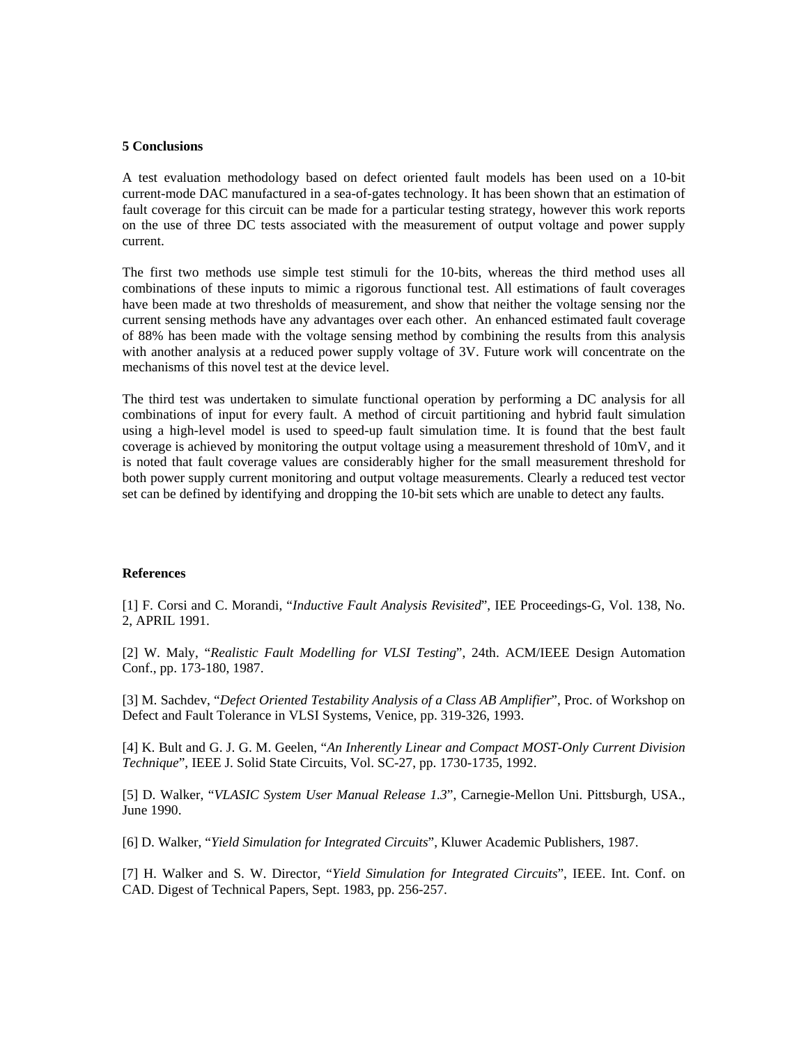## 5 Conclusions

A test evaluation methodology based on defect oriented fault models has been used on a 10-bit current-mode DAC manufactured in a sea-of-gates technology. It has been shown that an estimation of fault coverage for this circuit can be made for a particular testing strategy, however this work reports on the use of three DC tests associated with the measurement of output voltage and power supply current.

The first two methods use simple test stimuli for the 10-bits, whereas the third method uses all combinations of these inputs to mimic a rigorous functional test. All estimations of fault coverages have been made at two thresholds of measurement, and show that neither the voltage sensing nor the current sensing methods have any advantages over each other. An enhanced estimated fault coverage of 88% has been made with the voltage sensing method by combining the results from this analysis with another analysis at a reduced power supply voltage of 3V. Future work will concentrate on the mechanisms of this novel test at the device level.

The third test was undertaken to simulate functional operation by performing a DC analysis for all combinations of input for every fault. A method of circuit partitioning and hybrid fault simulation using a high-level model is used to speed-up fault simulation time. It is found that the best fault coverage is achieved by monitoring the output voltage using a measurement threshold of 10mV, and it is noted that fault coverage values are considerably higher for the small measurement threshold for both power supply current monitoring and output voltage measurements. Clearly a reduced test vector set can be defined by identifying and dropping the 10-bit sets which are unable to detect any faults.

## References

[1] F. Corsi and C. Morandi, "*Inductive Fault Analysis Revisited*", IEE Proceedings-G, Vol. 138, No. 2, APRIL 1991.

[2] W. Maly, "*Realistic Fault Modelling for VLSI Testing*", 24th. ACM/IEEE Design Automation Conf., pp. 173-180, 1987.

[3] M. Sachdev, "*Defect Oriented Testability Analysis of a Class AB Amplifier*", Proc. of Workshop on Defect and Fault Tolerance in VLSI Systems, Venice, pp. 319-326, 1993.

[4] K. Bult and G. J. G. M. Geelen, "*An Inherently Linear and Compact MOST-Only Current Division Technique*", IEEE J. Solid State Circuits, Vol. SC-27, pp. 1730-1735, 1992.

[5] D. Walker, "*VLASIC System User Manual Release 1.3*", Carnegie-Mellon Uni. Pittsburgh, USA., June 1990.

[6] D. Walker, "*Yield Simulation for Integrated Circuits*", Kluwer Academic Publishers, 1987.

[7] H. Walker and S. W. Director, "*Yield Simulation for Integrated Circuits*", IEEE. Int. Conf. on CAD. Digest of Technical Papers, Sept. 1983, pp. 256-257.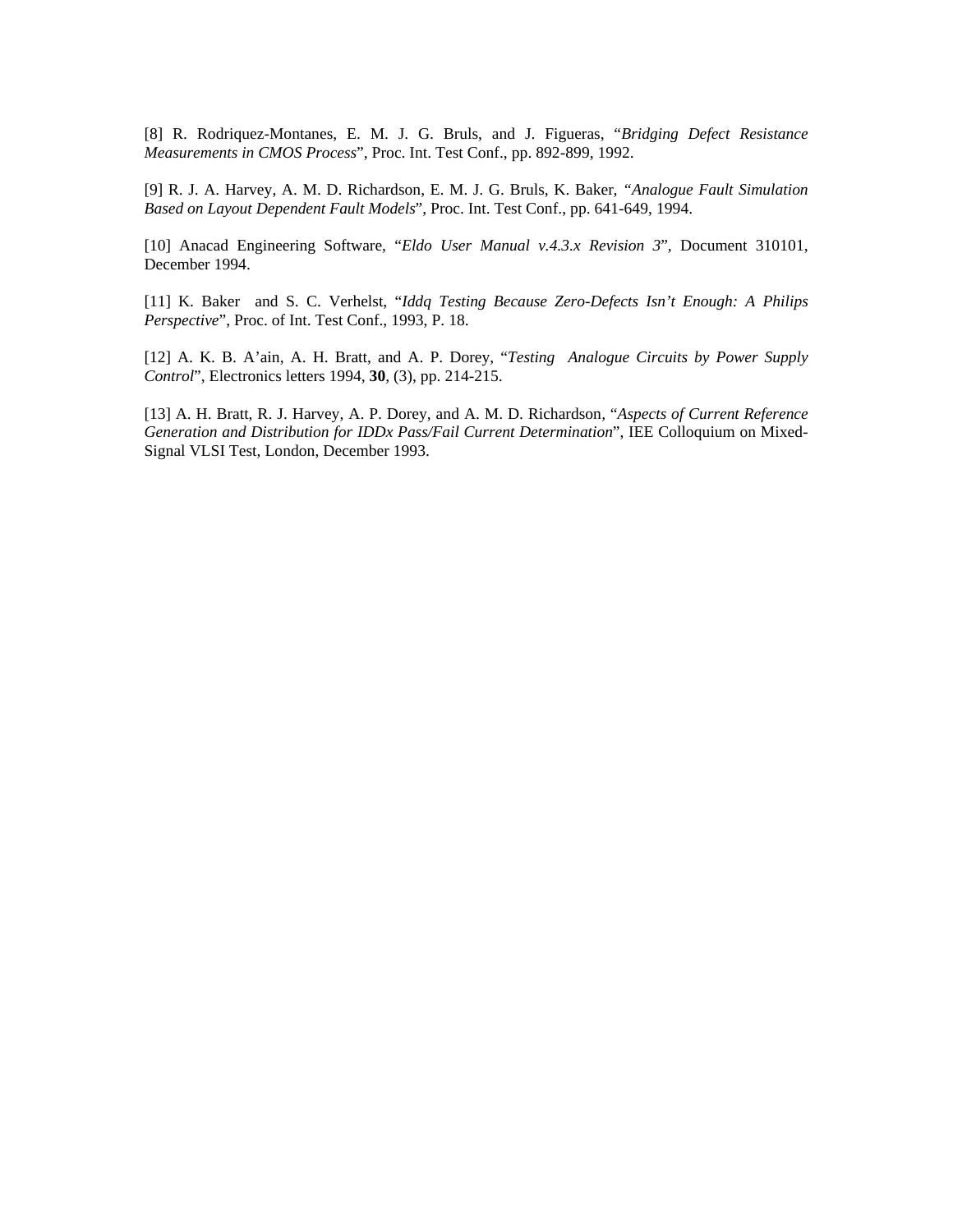[8] R. Rodriquez-Montanes, E. M. J. G. Bruls, and J. Figueras, "*Bridging Defect Resistance Measurements in CMOS Process*", Proc. Int. Test Conf., pp. 892-899, 1992.

[9] R. J. A. Harvey, A. M. D. Richardson, E. M. J. G. Bruls, K. Baker, "*Analogue Fault Simulation Based on Layout Dependent Fault Models*", Proc. Int. Test Conf., pp. 641-649, 1994.

[10] Anacad Engineering Software, "*Eldo User Manual v.4.3.x Revision 3*", Document 310101, December 1994.

[11] K. Baker and S. C. Verhelst, "*Iddq Testing Because Zero-Defects Isn't Enough: A Philips Perspective*", Proc. of Int. Test Conf., 1993, P. 18.

[12] A. K. B. A'ain, A. H. Bratt, and A. P. Dorey, "*Testing Analogue Circuits by Power Supply Control*", Electronics letters 1994, **30**, (3), pp. 214-215.

[13] A. H. Bratt, R. J. Harvey, A. P. Dorey, and A. M. D. Richardson, "*Aspects of Current Reference Generation and Distribution for IDDx Pass/Fail Current Determination*", IEE Colloquium on Mixed-Signal VLSI Test, London, December 1993.